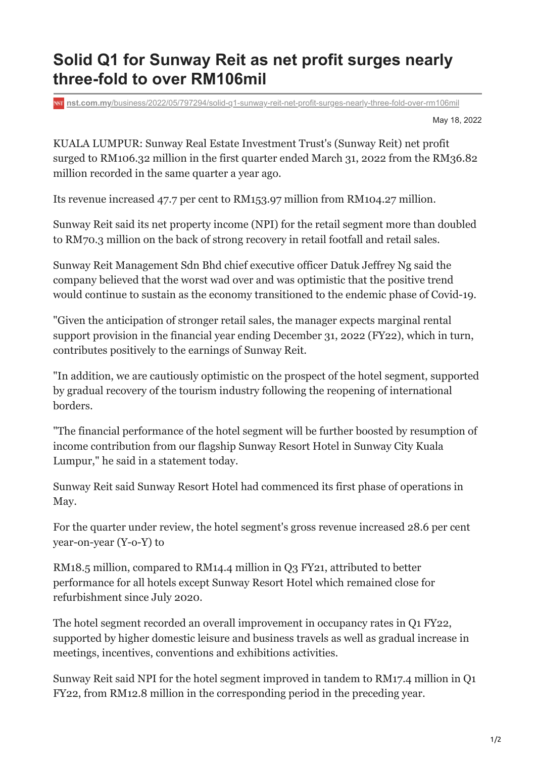# Solid Q1 for Sunway Reit as net profit surges nearly three-fold to over RM106mil

nst.com.my/business/2022/05/797294/solid-q1-sunway-reit-net-profit-surges-nearly-three-fold-over-rm106mil

May 18, 2022

KUALA LUMPUR: Sunway Real Estate Investment Trust's (Sunway Reit) net profit surged to RM106.32 million in the first quarter ended March 31, 2022 from the RM36.82 million recorded in the same quarter a year ago.

Its revenue increased 47.7 per cent to RM153.97 million from RM104.27 million.

Sunway Reit said its net property income (NPI) for the retail segment more than doubled to RM70.3 million on the back of strong recovery in retail footfall and retail sales.

Sunway Reit Management Sdn Bhd chief executive officer Datuk Jeffrey Ng said the company believed that the worst wad over and was optimistic that the positive trend would continue to sustain as the economy transitioned to the endemic phase of Covid-19.

"Given the anticipation of stronger retail sales, the manager expects marginal rental support provision in the financial year ending December 31, 2022 (FY22), which in turn, contributes positively to the earnings of Sunway Reit.

"In addition, we are cautiously optimistic on the prospect of the hotel segment, supported by gradual recovery of the tourism industry following the reopening of international borders.

"The financial performance of the hotel segment will be further boosted by resumption of income contribution from our flagship Sunway Resort Hotel in Sunway City Kuala Lumpur," he said in a statement today.

Sunway Reit said Sunway Resort Hotel had commenced its first phase of operations in May.

For the quarter under review, the hotel segment's gross revenue increased 28.6 per cent year-on-year (Y-o-Y) to

RM18.5 million, compared to RM14.4 million in Q3 FY21, attributed to better performance for all hotels except Sunway Resort Hotel which remained close for refurbishment since July 2020.

The hotel segment recorded an overall improvement in occupancy rates in Q1 FY22, supported by higher domestic leisure and business travels as well as gradual increase in meetings, incentives, conventions and exhibitions activities.

Sunway Reit said NPI for the hotel segment improved in tandem to RM17.4 million in Q1 FY22, from RM12.8 million in the corresponding period in the preceding year.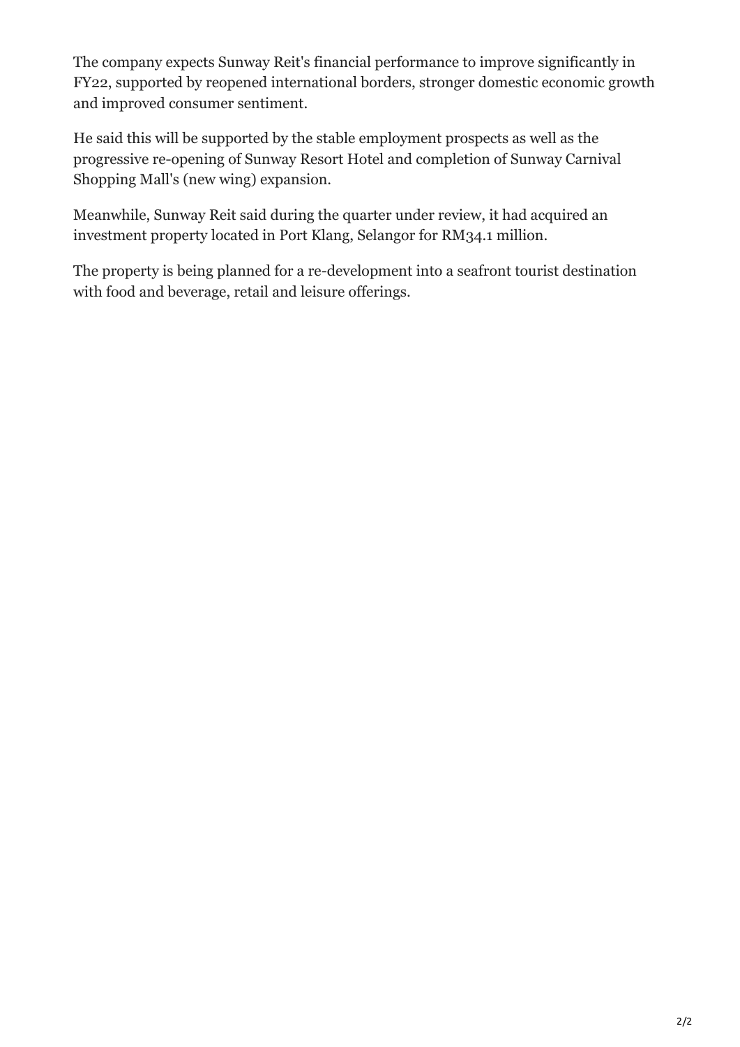The company expects Sunway Reit's financial performance to improve significantly in FY22, supported by reopened international borders, stronger domestic economic growth and improved consumer sentiment.

He said this will be supported by the stable employment prospects as well as the progressive re-opening of Sunway Resort Hotel and completion of Sunway Carnival Shopping Mall's (new wing) expansion.

Meanwhile, Sunway Reit said during the quarter under review, it had acquired an investment property located in Port Klang, Selangor for RM34.1 million.

The property is being planned for a re-development into a seafront tourist destination with food and beverage, retail and leisure offerings.